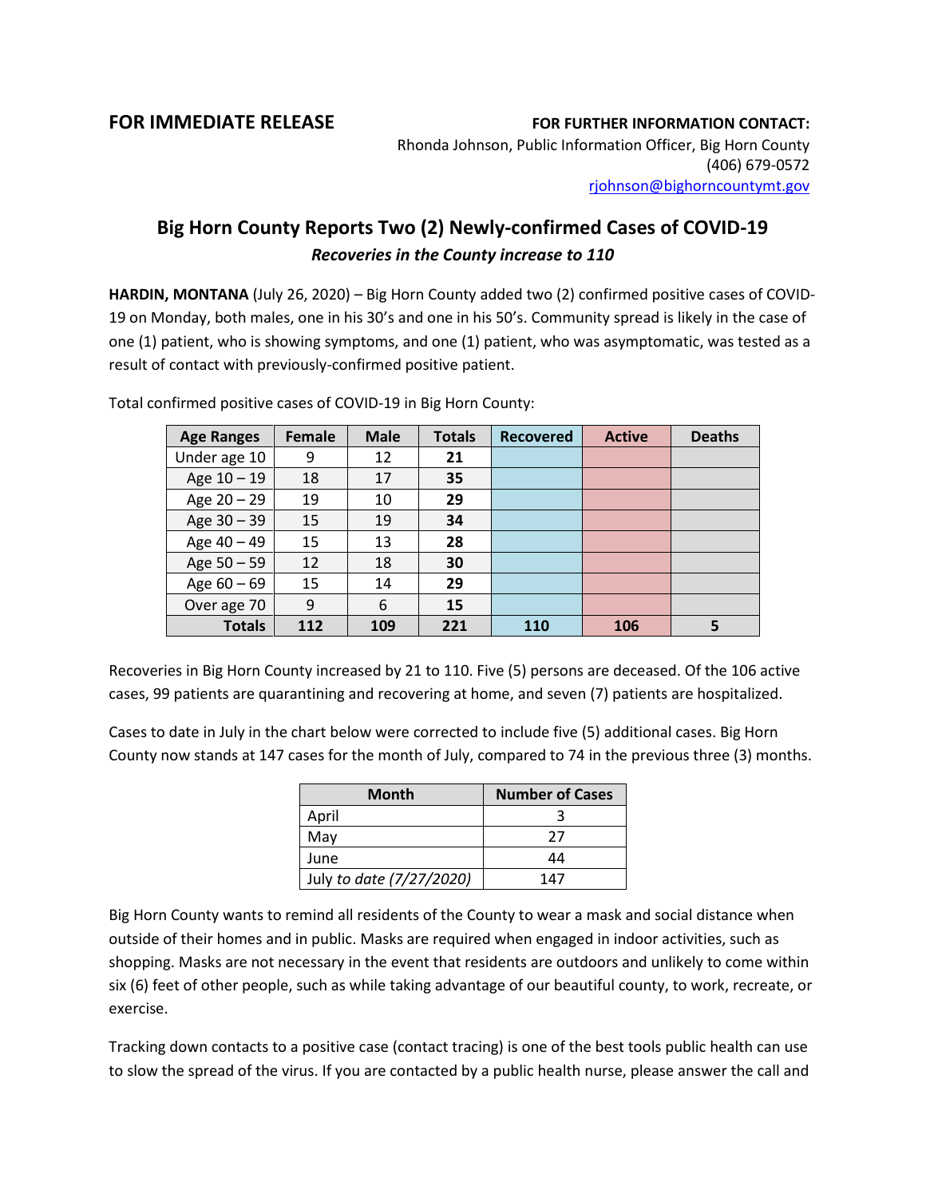**FOR IMMEDIATE RELEASE**

**FOR FURTHER INFORMATION CONTACT:**
Rhonda Johnson, Public Information Officer, Big Horn County
(406) 679-0572
rjohnson@bighorncountymt.gov

## Big Horn County Reports Two (2) Newly-confirmed Cases of COVID-19

***Recoveries in the County increase to 110***

**HARDIN, MONTANA** (July 26, 2020) – Big Horn County added two (2) confirmed positive cases of COVID-19 on Monday, both males, one in his 30's and one in his 50's. Community spread is likely in the case of one (1) patient, who is showing symptoms, and one (1) patient, who was asymptomatic, was tested as a result of contact with previously-confirmed positive patient.

Total confirmed positive cases of COVID-19 in Big Horn County:

| Age Ranges | Female | Male | Totals | Recovered | Active | Deaths |
|---|---|---|---|---|---|---|
| Under age 10 | 9 | 12 | **21** | | | |
| Age 10 – 19 | 18 | 17 | **35** | | | |
| Age 20 – 29 | 19 | 10 | **29** | | | |
| Age 30 – 39 | 15 | 19 | **34** | | | |
| Age 40 – 49 | 15 | 13 | **28** | | | |
| Age 50 – 59 | 12 | 18 | **30** | | | |
| Age 60 – 69 | 15 | 14 | **29** | | | |
| Over age 70 | 9 | 6 | **15** | | | |
| **Totals** | **112** | **109** | **221** | **110** | **106** | **5** |

Recoveries in Big Horn County increased by 21 to 110. Five (5) persons are deceased. Of the 106 active cases, 99 patients are quarantining and recovering at home, and seven (7) patients are hospitalized.

Cases to date in July in the chart below were corrected to include five (5) additional cases. Big Horn County now stands at 147 cases for the month of July, compared to 74 in the previous three (3) months.

| Month | Number of Cases |
|---|---|
| April | 3 |
| May | 27 |
| June | 44 |
| July *to date (7/27/2020)* | 147 |

Big Horn County wants to remind all residents of the County to wear a mask and social distance when outside of their homes and in public. Masks are required when engaged in indoor activities, such as shopping. Masks are not necessary in the event that residents are outdoors and unlikely to come within six (6) feet of other people, such as while taking advantage of our beautiful county, to work, recreate, or exercise.

Tracking down contacts to a positive case (contact tracing) is one of the best tools public health can use to slow the spread of the virus. If you are contacted by a public health nurse, please answer the call and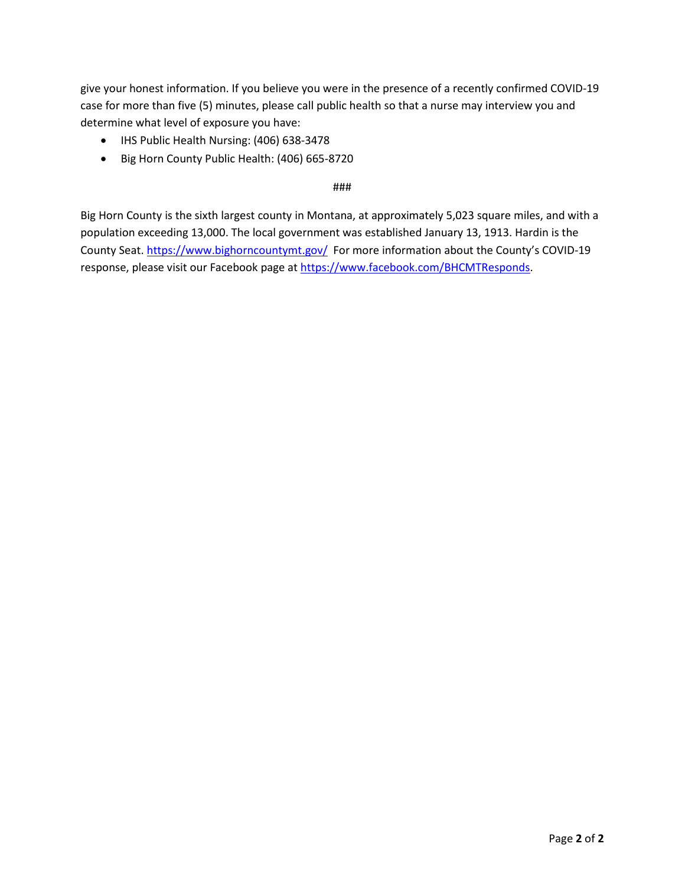give your honest information. If you believe you were in the presence of a recently confirmed COVID-19 case for more than five (5) minutes, please call public health so that a nurse may interview you and determine what level of exposure you have:

- IHS Public Health Nursing: (406) 638-3478
- Big Horn County Public Health: (406) 665-8720

###

Big Horn County is the sixth largest county in Montana, at approximately 5,023 square miles, and with a population exceeding 13,000. The local government was established January 13, 1913. Hardin is the County Seat. https://www.bighorncountymt.gov/ For more information about the County's COVID-19 response, please visit our Facebook page at https://www.facebook.com/BHCMTResponds.